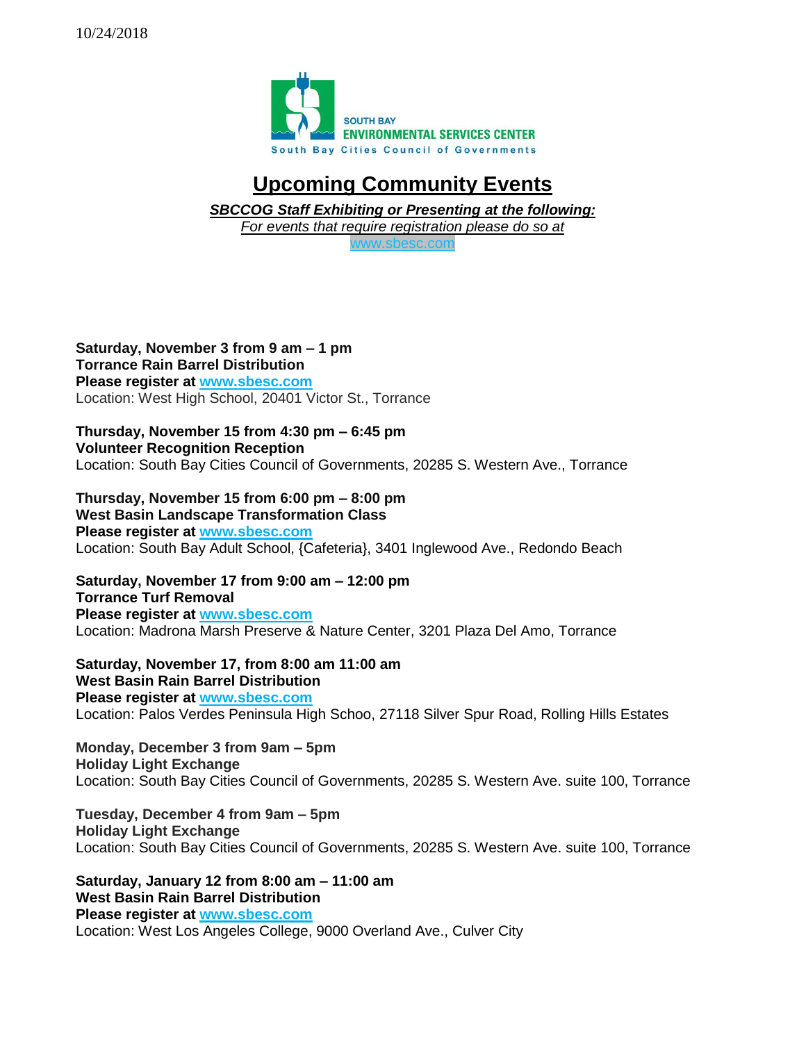10/24/2018

SOUTH BAY
ENVIRONMENTAL SERVICES CENTER
South Bay Cities Council of Governments

# Upcoming Community Events

***SBCCOG Staff Exhibiting or Presenting at the following:***

*For events that require registration please do so at*
www.sbesc.com

**Saturday, November 3 from 9 am – 1 pm**
**Torrance Rain Barrel Distribution**
**Please register at www.sbesc.com**
Location: West High School, 20401 Victor St., Torrance

**Thursday, November 15 from 4:30 pm – 6:45 pm**
**Volunteer Recognition Reception**
Location: South Bay Cities Council of Governments, 20285 S. Western Ave., Torrance

**Thursday, November 15 from 6:00 pm – 8:00 pm**
**West Basin Landscape Transformation Class**
**Please register at www.sbesc.com**
Location: South Bay Adult School, {Cafeteria}, 3401 Inglewood Ave., Redondo Beach

**Saturday, November 17 from 9:00 am – 12:00 pm**
**Torrance Turf Removal**
**Please register at www.sbesc.com**
Location: Madrona Marsh Preserve & Nature Center, 3201 Plaza Del Amo, Torrance

**Saturday, November 17, from 8:00 am 11:00 am**
**West Basin Rain Barrel Distribution**
**Please register at www.sbesc.com**
Location: Palos Verdes Peninsula High Schoo, 27118 Silver Spur Road, Rolling Hills Estates

**Monday, December 3 from 9am – 5pm**
**Holiday Light Exchange**
Location: South Bay Cities Council of Governments, 20285 S. Western Ave. suite 100, Torrance

**Tuesday, December 4 from 9am – 5pm**
**Holiday Light Exchange**
Location: South Bay Cities Council of Governments, 20285 S. Western Ave. suite 100, Torrance

**Saturday, January 12 from 8:00 am – 11:00 am**
**West Basin Rain Barrel Distribution**
**Please register at www.sbesc.com**
Location: West Los Angeles College, 9000 Overland Ave., Culver City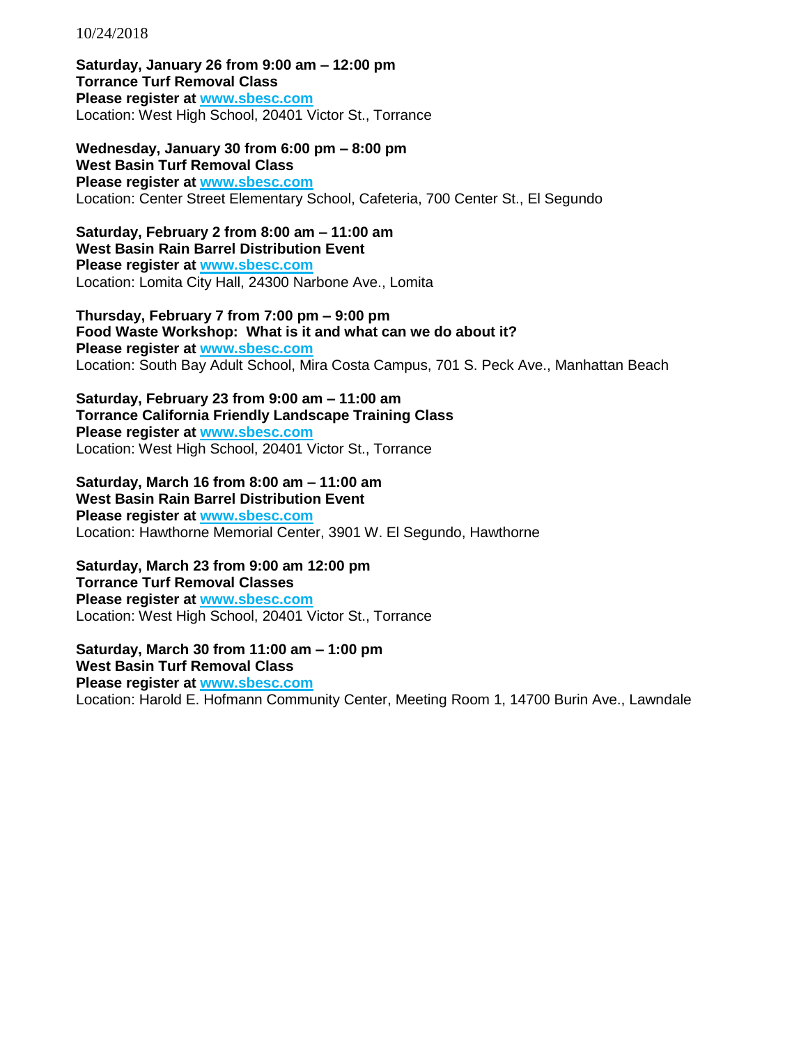10/24/2018

**Saturday, January 26 from 9:00 am – 12:00 pm**
**Torrance Turf Removal Class**
**Please register at [www.sbesc.com](www.sbesc.com)**
Location: West High School, 20401 Victor St., Torrance

**Wednesday, January 30 from 6:00 pm – 8:00 pm**
**West Basin Turf Removal Class**
**Please register at [www.sbesc.com](www.sbesc.com)**
Location: Center Street Elementary School, Cafeteria, 700 Center St., El Segundo

**Saturday, February 2 from 8:00 am – 11:00 am**
**West Basin Rain Barrel Distribution Event**
**Please register at [www.sbesc.com](www.sbesc.com)**
Location: Lomita City Hall, 24300 Narbone Ave., Lomita

**Thursday, February 7 from 7:00 pm – 9:00 pm**
**Food Waste Workshop: What is it and what can we do about it?**
**Please register at [www.sbesc.com](www.sbesc.com)**
Location: South Bay Adult School, Mira Costa Campus, 701 S. Peck Ave., Manhattan Beach

**Saturday, February 23 from 9:00 am – 11:00 am**
**Torrance California Friendly Landscape Training Class**
**Please register at [www.sbesc.com](www.sbesc.com)**
Location: West High School, 20401 Victor St., Torrance

**Saturday, March 16 from 8:00 am – 11:00 am**
**West Basin Rain Barrel Distribution Event**
**Please register at [www.sbesc.com](www.sbesc.com)**
Location: Hawthorne Memorial Center, 3901 W. El Segundo, Hawthorne

**Saturday, March 23 from 9:00 am 12:00 pm**
**Torrance Turf Removal Classes**
**Please register at [www.sbesc.com](www.sbesc.com)**
Location: West High School, 20401 Victor St., Torrance

**Saturday, March 30 from 11:00 am – 1:00 pm**
**West Basin Turf Removal Class**
**Please register at [www.sbesc.com](www.sbesc.com)**
Location: Harold E. Hofmann Community Center, Meeting Room 1, 14700 Burin Ave., Lawndale